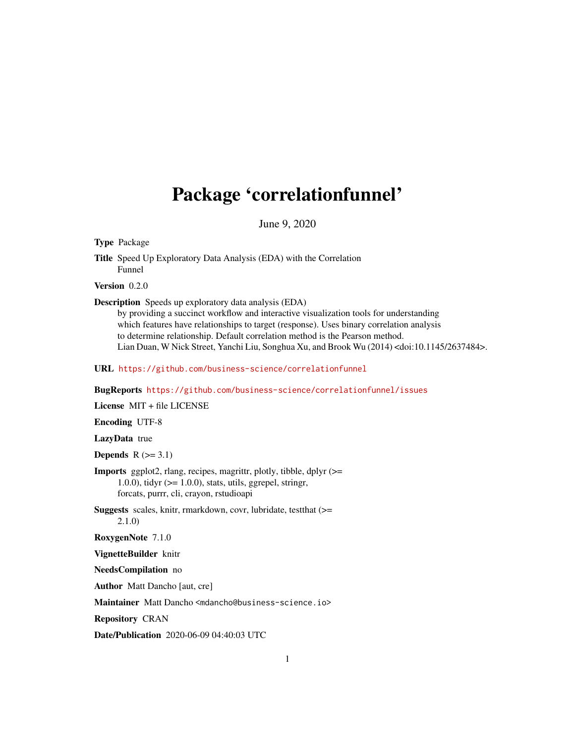# Package 'correlationfunnel'

June 9, 2020

**Type** Package

**Title** Speed Up Exploratory Data Analysis (EDA) with the Correlation Funnel

**Version** 0.2.0

**Description** Speeds up exploratory data analysis (EDA) by providing a succinct workflow and interactive visualization tools for understanding which features have relationships to target (response). Uses binary correlation analysis to determine relationship. Default correlation method is the Pearson method. Lian Duan, W Nick Street, Yanchi Liu, Songhua Xu, and Brook Wu (2014) <doi:10.1145/2637484>.

**URL** https://github.com/business-science/correlationfunnel

**BugReports** https://github.com/business-science/correlationfunnel/issues

**License** MIT + file LICENSE

**Encoding** UTF-8

**LazyData** true

**Depends** R (>= 3.1)

**Imports** ggplot2, rlang, recipes, magrittr, plotly, tibble, dplyr (>= 1.0.0), tidyr (>= 1.0.0), stats, utils, ggrepel, stringr, forcats, purrr, cli, crayon, rstudioapi

**Suggests** scales, knitr, rmarkdown, covr, lubridate, testthat (>= 2.1.0)

**RoxygenNote** 7.1.0

**VignetteBuilder** knitr

**NeedsCompilation** no

**Author** Matt Dancho [aut, cre]

**Maintainer** Matt Dancho <mdancho@business-science.io>

**Repository** CRAN

**Date/Publication** 2020-06-09 04:40:03 UTC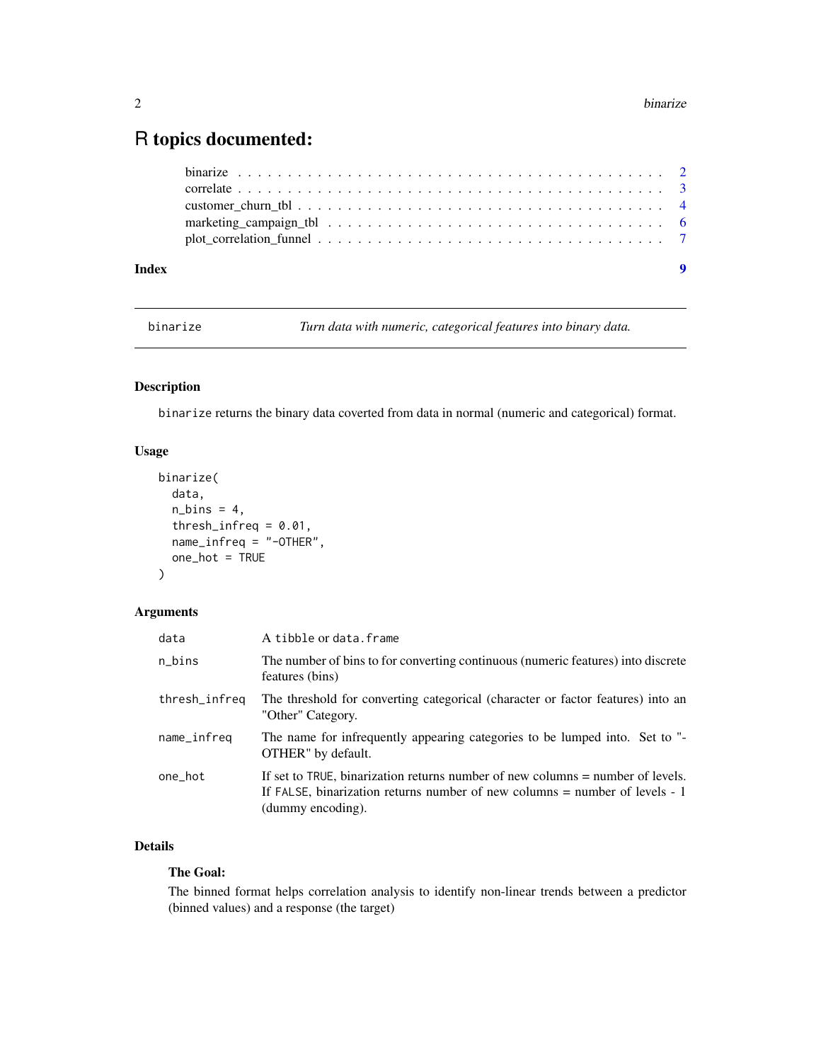# R topics documented:

binarize . . . . . . . . . . . . . . . . . . . . . . . . . . . . . . . . . . . . . . . . . 2
correlate . . . . . . . . . . . . . . . . . . . . . . . . . . . . . . . . . . . . . . . . . 3
customer_churn_tbl . . . . . . . . . . . . . . . . . . . . . . . . . . . . . . . . . . . . 4
marketing_campaign_tbl . . . . . . . . . . . . . . . . . . . . . . . . . . . . . . . . . 6
plot_correlation_funnel . . . . . . . . . . . . . . . . . . . . . . . . . . . . . . . . . 7

**Index** **9**

---

binarize *Turn data with numeric, categorical features into binary data.*

---

## Description

binarize returns the binary data coverted from data in normal (numeric and categorical) format.

## Usage

```
binarize(
  data,
  n_bins = 4,
  thresh_infreq = 0.01,
  name_infreq = "-OTHER",
  one_hot = TRUE
)
```

## Arguments

| | |
|---|---|
| data | A tibble or data.frame |
| n_bins | The number of bins to for converting continuous (numeric features) into discrete features (bins) |
| thresh_infreq | The threshold for converting categorical (character or factor features) into an "Other" Category. |
| name_infreq | The name for infrequently appearing categories to be lumped into. Set to "-OTHER" by default. |
| one_hot | If set to TRUE, binarization returns number of new columns = number of levels. If FALSE, binarization returns number of new columns = number of levels - 1 (dummy encoding). |

## Details

### The Goal:

The binned format helps correlation analysis to identify non-linear trends between a predictor (binned values) and a response (the target)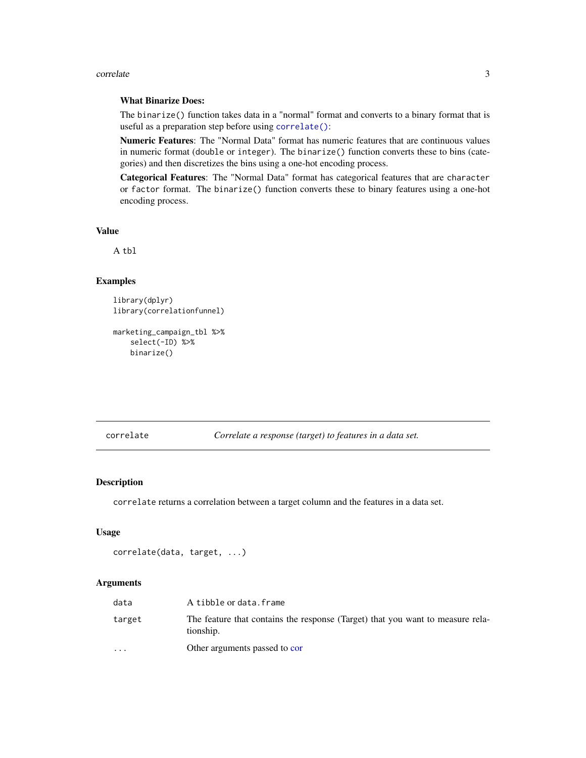**What Binarize Does:**

The `binarize()` function takes data in a "normal" format and converts to a binary format that is useful as a preparation step before using `correlate()`:

**Numeric Features**: The "Normal Data" format has numeric features that are continuous values in numeric format (`double` or `integer`). The `binarize()` function converts these to bins (categories) and then discretizes the bins using a one-hot encoding process.

**Categorical Features**: The "Normal Data" format has categorical features that are `character` or `factor` format. The `binarize()` function converts these to binary features using a one-hot encoding process.

## Value

A `tbl`

## Examples

```
library(dplyr)
library(correlationfunnel)

marketing_campaign_tbl %>%
    select(-ID) %>%
    binarize()
```

---

# correlate — *Correlate a response (target) to features in a data set.*

## Description

`correlate` returns a correlation between a target column and the features in a data set.

## Usage

```
correlate(data, target, ...)
```

## Arguments

| | |
|---|---|
| `data` | A `tibble` or `data.frame` |
| `target` | The feature that contains the response (Target) that you want to measure relationship. |
| `...` | Other arguments passed to cor |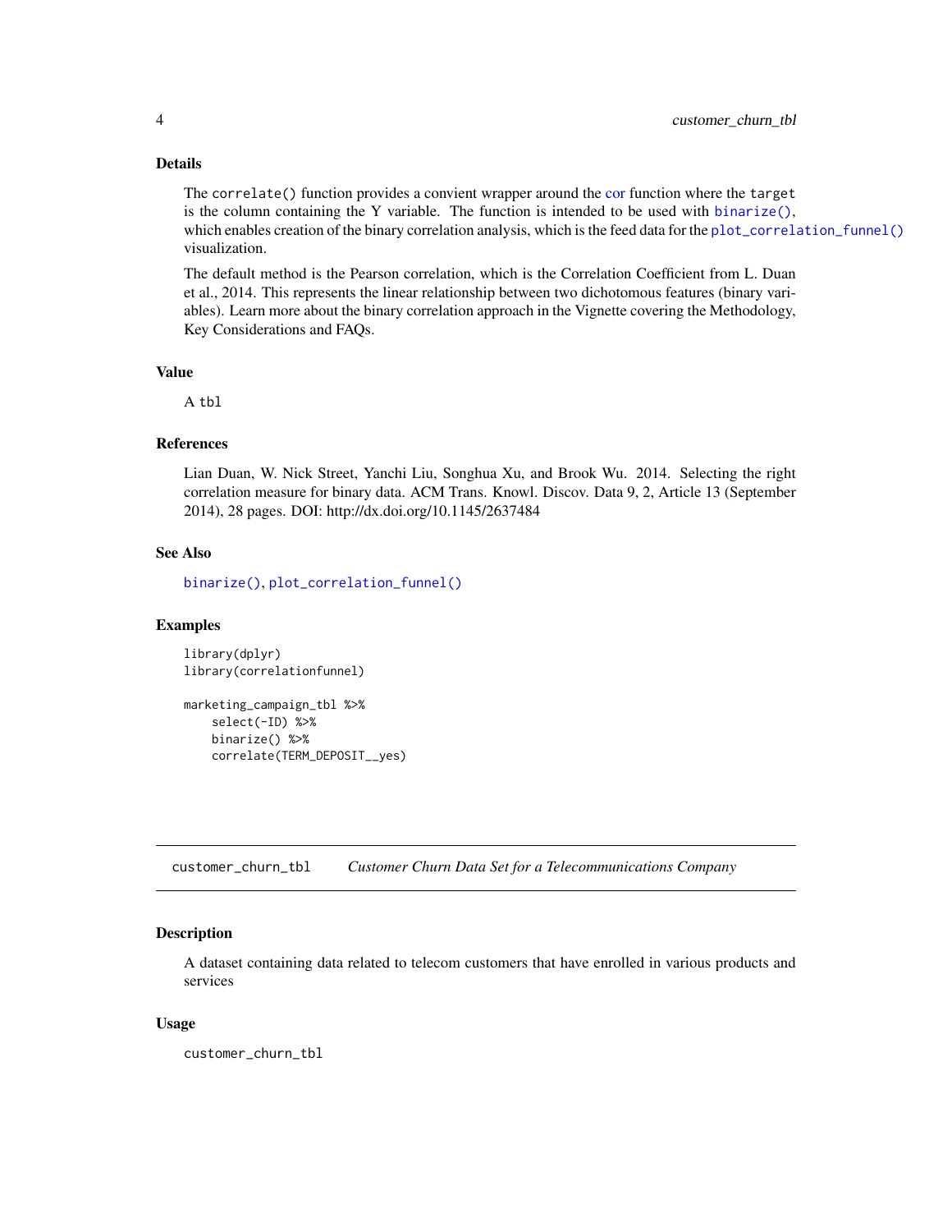### Details

The `correlate()` function provides a convient wrapper around the cor function where the `target` is the column containing the Y variable. The function is intended to be used with `binarize()`, which enables creation of the binary correlation analysis, which is the feed data for the `plot_correlation_funnel()` visualization.

The default method is the Pearson correlation, which is the Correlation Coefficient from L. Duan et al., 2014. This represents the linear relationship between two dichotomous features (binary variables). Learn more about the binary correlation approach in the Vignette covering the Methodology, Key Considerations and FAQs.

### Value

A `tbl`

### References

Lian Duan, W. Nick Street, Yanchi Liu, Songhua Xu, and Brook Wu. 2014. Selecting the right correlation measure for binary data. ACM Trans. Knowl. Discov. Data 9, 2, Article 13 (September 2014), 28 pages. DOI: http://dx.doi.org/10.1145/2637484

### See Also

`binarize()`, `plot_correlation_funnel()`

### Examples

```
library(dplyr)
library(correlationfunnel)

marketing_campaign_tbl %>%
    select(-ID) %>%
    binarize() %>%
    correlate(TERM_DEPOSIT__yes)
```

---

## customer_churn_tbl *Customer Churn Data Set for a Telecommunications Company*

### Description

A dataset containing data related to telecom customers that have enrolled in various products and services

### Usage

```
customer_churn_tbl
```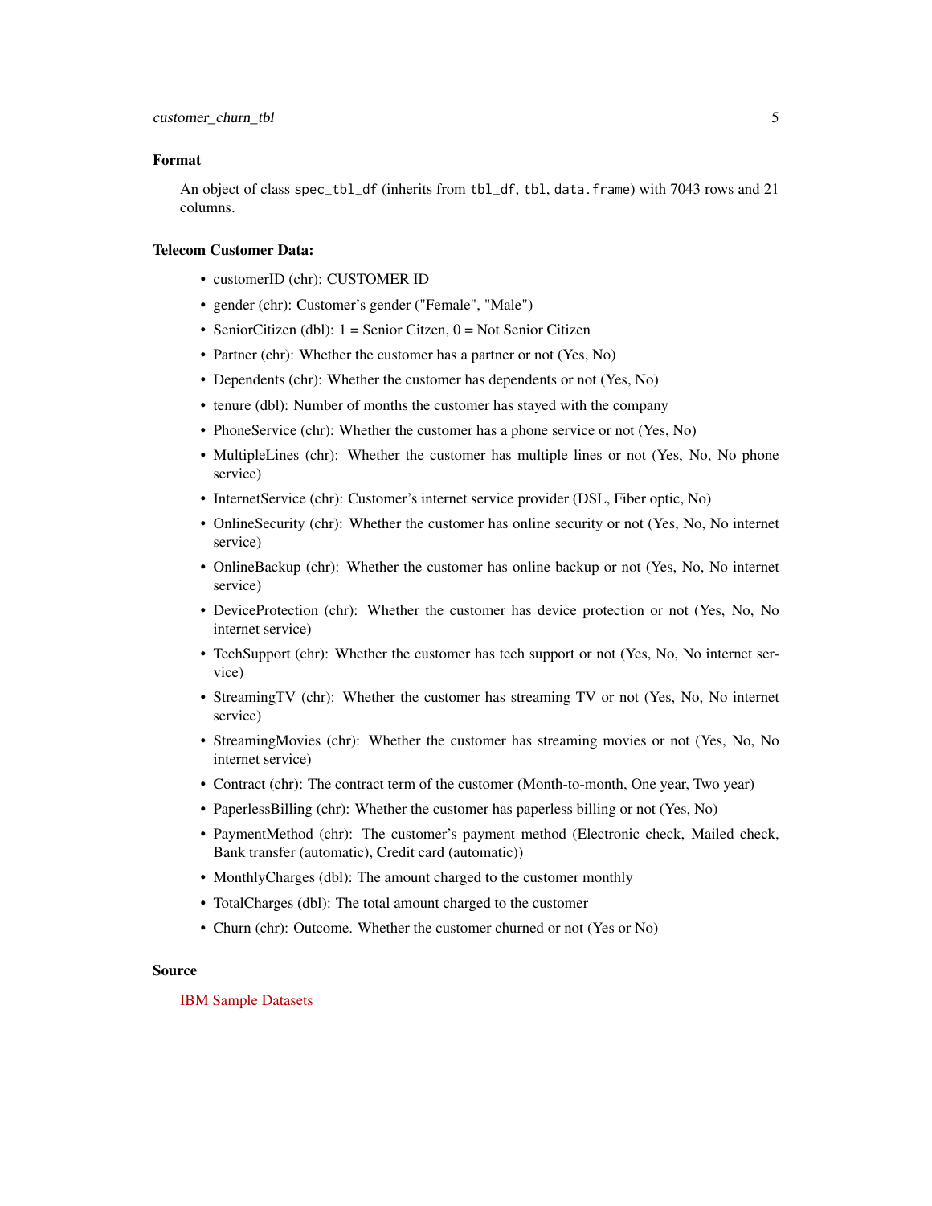### Format

An object of class `spec_tbl_df` (inherits from `tbl_df`, `tbl`, `data.frame`) with 7043 rows and 21 columns.

### Telecom Customer Data:

- customerID (chr): CUSTOMER ID
- gender (chr): Customer's gender ("Female", "Male")
- SeniorCitizen (dbl): 1 = Senior Citzen, 0 = Not Senior Citizen
- Partner (chr): Whether the customer has a partner or not (Yes, No)
- Dependents (chr): Whether the customer has dependents or not (Yes, No)
- tenure (dbl): Number of months the customer has stayed with the company
- PhoneService (chr): Whether the customer has a phone service or not (Yes, No)
- MultipleLines (chr): Whether the customer has multiple lines or not (Yes, No, No phone service)
- InternetService (chr): Customer's internet service provider (DSL, Fiber optic, No)
- OnlineSecurity (chr): Whether the customer has online security or not (Yes, No, No internet service)
- OnlineBackup (chr): Whether the customer has online backup or not (Yes, No, No internet service)
- DeviceProtection (chr): Whether the customer has device protection or not (Yes, No, No internet service)
- TechSupport (chr): Whether the customer has tech support or not (Yes, No, No internet service)
- StreamingTV (chr): Whether the customer has streaming TV or not (Yes, No, No internet service)
- StreamingMovies (chr): Whether the customer has streaming movies or not (Yes, No, No internet service)
- Contract (chr): The contract term of the customer (Month-to-month, One year, Two year)
- PaperlessBilling (chr): Whether the customer has paperless billing or not (Yes, No)
- PaymentMethod (chr): The customer's payment method (Electronic check, Mailed check, Bank transfer (automatic), Credit card (automatic))
- MonthlyCharges (dbl): The amount charged to the customer monthly
- TotalCharges (dbl): The total amount charged to the customer
- Churn (chr): Outcome. Whether the customer churned or not (Yes or No)

### Source

IBM Sample Datasets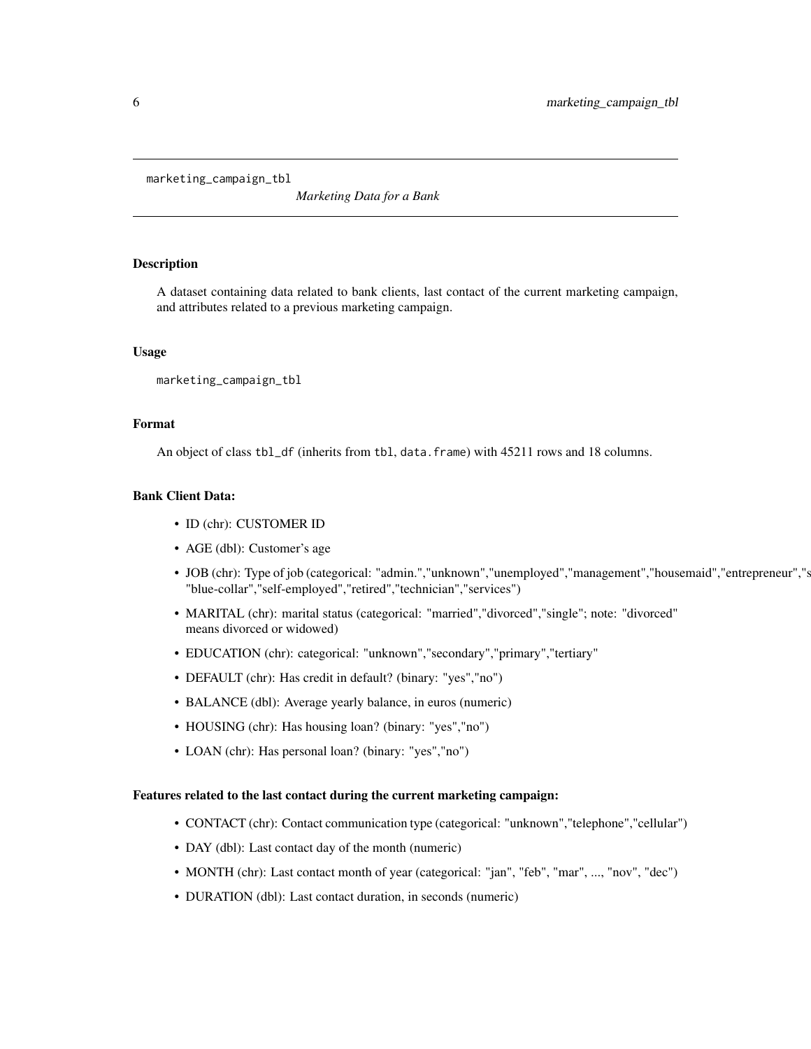`marketing_campaign_tbl` *Marketing Data for a Bank*

## Description

A dataset containing data related to bank clients, last contact of the current marketing campaign, and attributes related to a previous marketing campaign.

## Usage

```
marketing_campaign_tbl
```

## Format

An object of class `tbl_df` (inherits from `tbl`, `data.frame`) with 45211 rows and 18 columns.

### Bank Client Data:

- ID (chr): CUSTOMER ID
- AGE (dbl): Customer's age
- JOB (chr): Type of job (categorical: "admin.","unknown","unemployed","management","housemaid","entrepreneur","s "blue-collar","self-employed","retired","technician","services")
- MARITAL (chr): marital status (categorical: "married","divorced","single"; note: "divorced" means divorced or widowed)
- EDUCATION (chr): categorical: "unknown","secondary","primary","tertiary"
- DEFAULT (chr): Has credit in default? (binary: "yes","no")
- BALANCE (dbl): Average yearly balance, in euros (numeric)
- HOUSING (chr): Has housing loan? (binary: "yes","no")
- LOAN (chr): Has personal loan? (binary: "yes","no")

### Features related to the last contact during the current marketing campaign:

- CONTACT (chr): Contact communication type (categorical: "unknown","telephone","cellular")
- DAY (dbl): Last contact day of the month (numeric)
- MONTH (chr): Last contact month of year (categorical: "jan", "feb", "mar", ..., "nov", "dec")
- DURATION (dbl): Last contact duration, in seconds (numeric)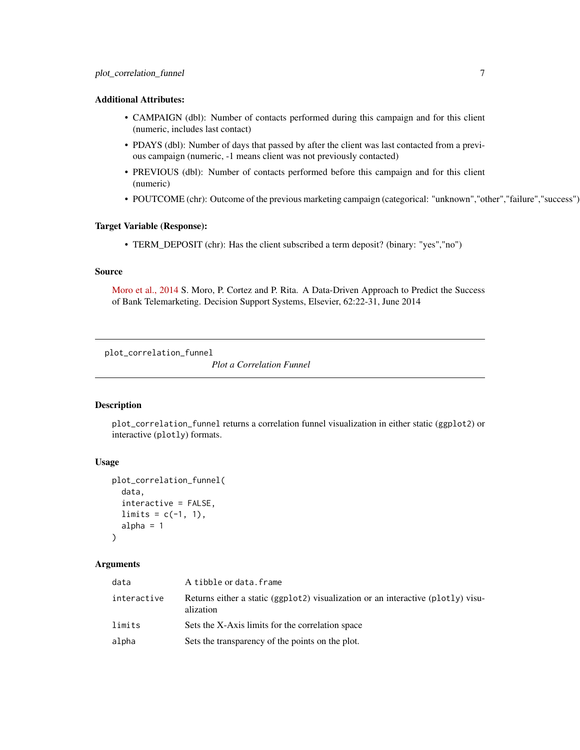**Additional Attributes:**

- CAMPAIGN (dbl): Number of contacts performed during this campaign and for this client (numeric, includes last contact)
- PDAYS (dbl): Number of days that passed by after the client was last contacted from a previous campaign (numeric, -1 means client was not previously contacted)
- PREVIOUS (dbl): Number of contacts performed before this campaign and for this client (numeric)
- POUTCOME (chr): Outcome of the previous marketing campaign (categorical: "unknown","other","failure","success")

**Target Variable (Response):**

- TERM_DEPOSIT (chr): Has the client subscribed a term deposit? (binary: "yes","no")

## Source

Moro et al., 2014 S. Moro, P. Cortez and P. Rita. A Data-Driven Approach to Predict the Success of Bank Telemarketing. Decision Support Systems, Elsevier, 62:22-31, June 2014

---

# plot_correlation_funnel

*Plot a Correlation Funnel*

---

## Description

`plot_correlation_funnel` returns a correlation funnel visualization in either static (`ggplot2`) or interactive (`plotly`) formats.

## Usage

```
plot_correlation_funnel(
  data,
  interactive = FALSE,
  limits = c(-1, 1),
  alpha = 1
)
```

## Arguments

| | |
|---|---|
| `data` | A `tibble` or `data.frame` |
| `interactive` | Returns either a static (`ggplot2`) visualization or an interactive (`plotly`) visualization |
| `limits` | Sets the X-Axis limits for the correlation space |
| `alpha` | Sets the transparency of the points on the plot. |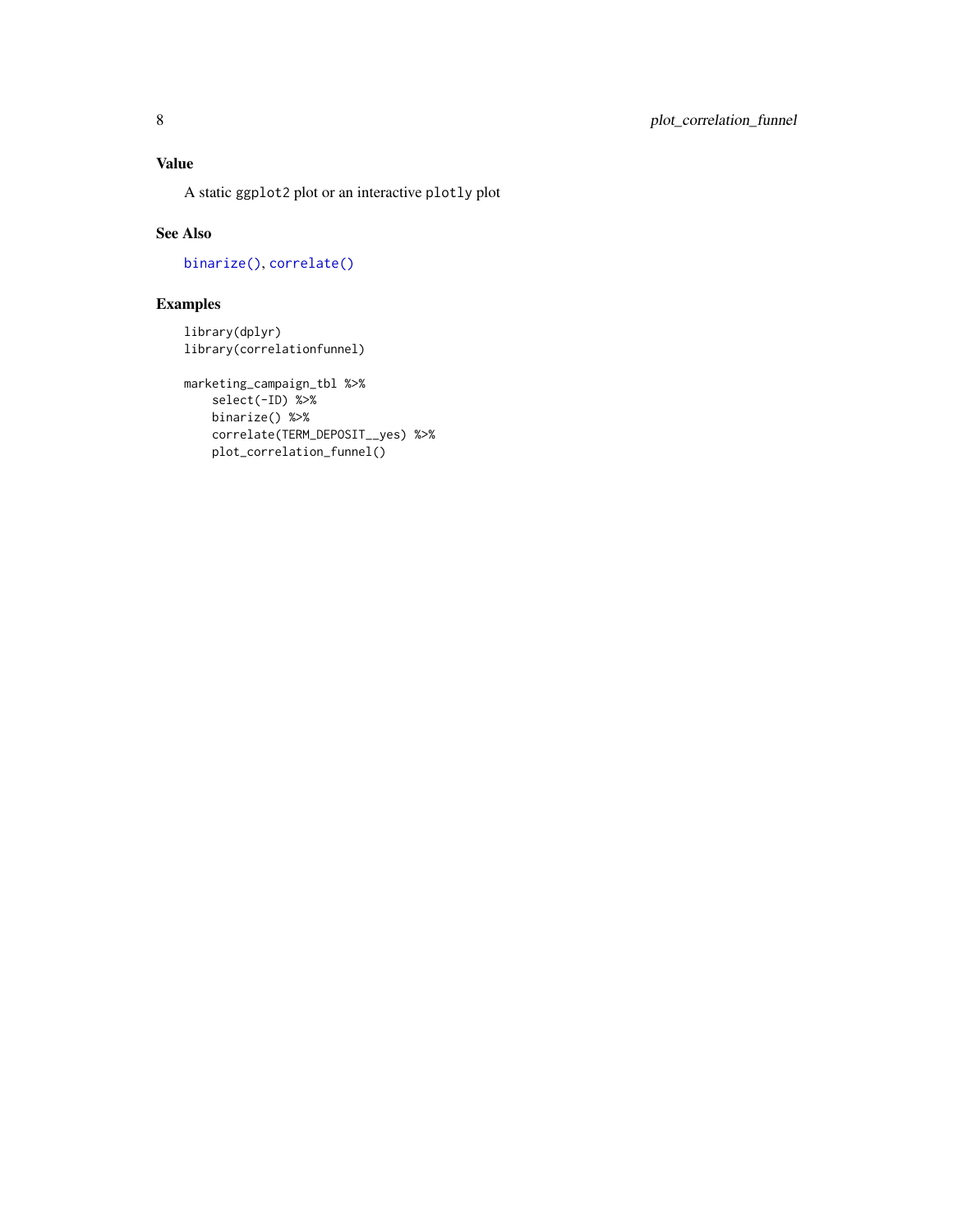## Value

A static ggplot2 plot or an interactive plotly plot

## See Also

binarize(), correlate()

## Examples

```
library(dplyr)
library(correlationfunnel)

marketing_campaign_tbl %>%
    select(-ID) %>%
    binarize() %>%
    correlate(TERM_DEPOSIT__yes) %>%
    plot_correlation_funnel()
```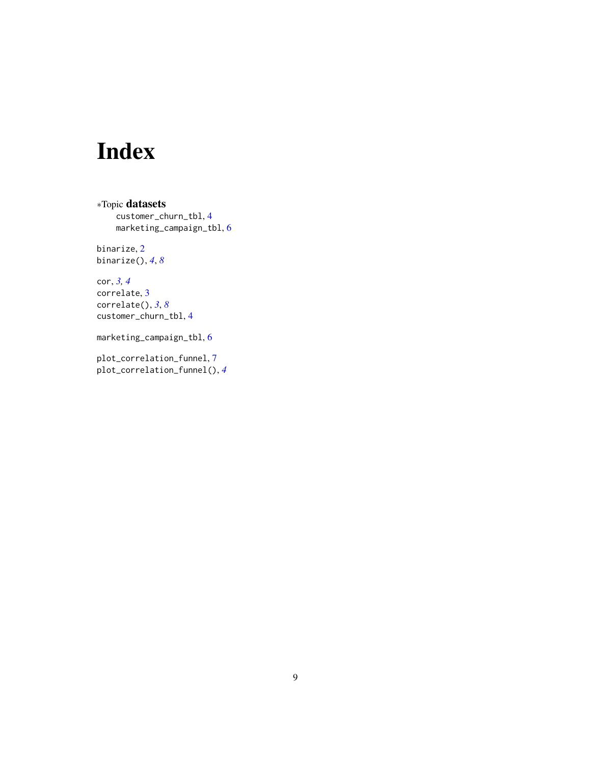# Index

∗Topic **datasets**

customer_churn_tbl, 4
marketing_campaign_tbl, 6

binarize, 2
binarize(), *4*, *8*

cor, *3, 4*
correlate, 3
correlate(), *3*, *8*
customer_churn_tbl, 4

marketing_campaign_tbl, 6

plot_correlation_funnel, 7
plot_correlation_funnel(), *4*